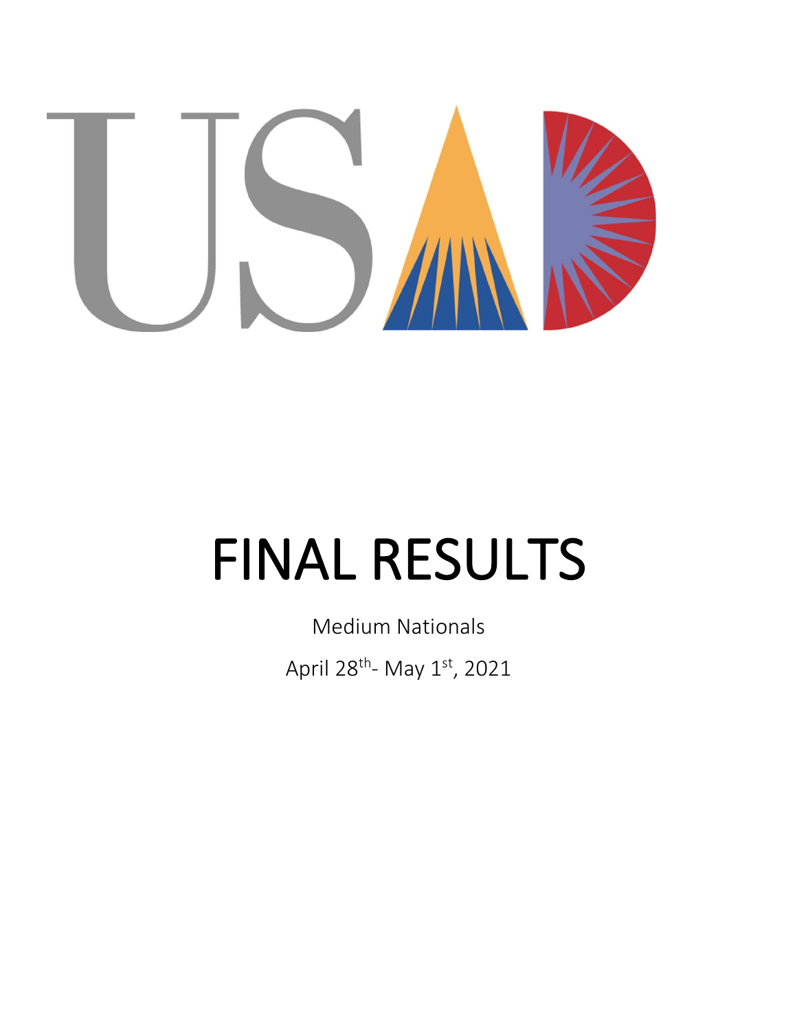USAD

# FINAL RESULTS

Medium Nationals

April 28th- May 1st, 2021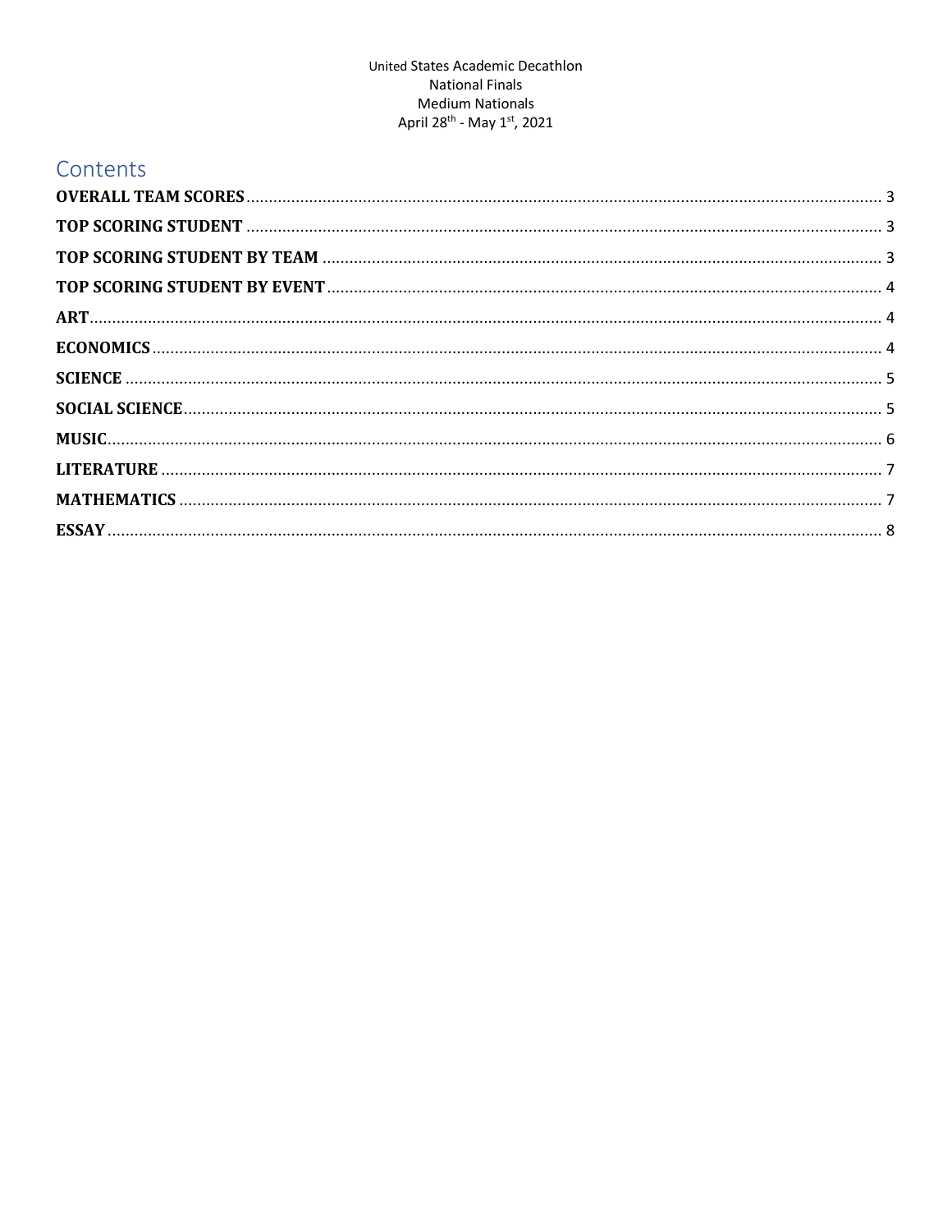United States Academic Decathlon
National Finals
Medium Nationals
April 28th - May 1st, 2021

## Contents

**OVERALL TEAM SCORES** .......... 3

**TOP SCORING STUDENT** .......... 3

**TOP SCORING STUDENT BY TEAM** .......... 3

**TOP SCORING STUDENT BY EVENT** .......... 4

**ART** .......... 4

**ECONOMICS** .......... 4

**SCIENCE** .......... 5

**SOCIAL SCIENCE** .......... 5

**MUSIC** .......... 6

**LITERATURE** .......... 7

**MATHEMATICS** .......... 7

**ESSAY** .......... 8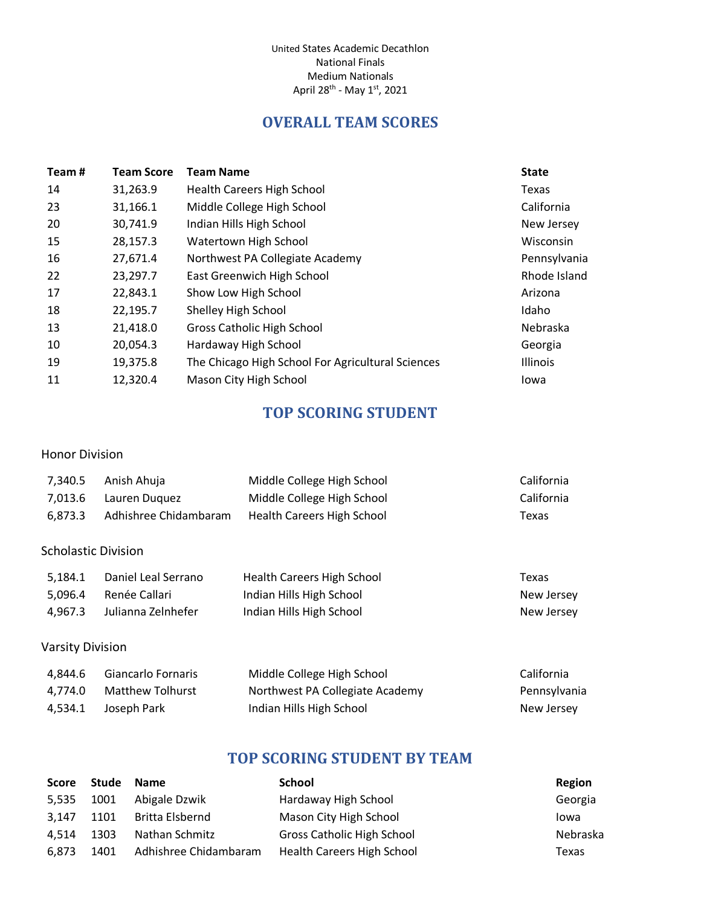United States Academic Decathlon
National Finals
Medium Nationals
April 28th - May 1st, 2021

## OVERALL TEAM SCORES

| Team # | Team Score | Team Name | State |
|---|---|---|---|
| 14 | 31,263.9 | Health Careers High School | Texas |
| 23 | 31,166.1 | Middle College High School | California |
| 20 | 30,741.9 | Indian Hills High School | New Jersey |
| 15 | 28,157.3 | Watertown High School | Wisconsin |
| 16 | 27,671.4 | Northwest PA Collegiate Academy | Pennsylvania |
| 22 | 23,297.7 | East Greenwich High School | Rhode Island |
| 17 | 22,843.1 | Show Low High School | Arizona |
| 18 | 22,195.7 | Shelley High School | Idaho |
| 13 | 21,418.0 | Gross Catholic High School | Nebraska |
| 10 | 20,054.3 | Hardaway High School | Georgia |
| 19 | 19,375.8 | The Chicago High School For Agricultural Sciences | Illinois |
| 11 | 12,320.4 | Mason City High School | Iowa |

## TOP SCORING STUDENT

Honor Division

| | | | |
|---|---|---|---|
| 7,340.5 | Anish Ahuja | Middle College High School | California |
| 7,013.6 | Lauren Duquez | Middle College High School | California |
| 6,873.3 | Adhishree Chidambaram | Health Careers High School | Texas |

Scholastic Division

| | | | |
|---|---|---|---|
| 5,184.1 | Daniel Leal Serrano | Health Careers High School | Texas |
| 5,096.4 | Renée Callari | Indian Hills High School | New Jersey |
| 4,967.3 | Julianna Zelnhefer | Indian Hills High School | New Jersey |

Varsity Division

| | | | |
|---|---|---|---|
| 4,844.6 | Giancarlo Fornaris | Middle College High School | California |
| 4,774.0 | Matthew Tolhurst | Northwest PA Collegiate Academy | Pennsylvania |
| 4,534.1 | Joseph Park | Indian Hills High School | New Jersey |

## TOP SCORING STUDENT BY TEAM

| Score | Stude | Name | School | Region |
|---|---|---|---|---|
| 5,535 | 1001 | Abigale Dzwik | Hardaway High School | Georgia |
| 3,147 | 1101 | Britta Elsbernd | Mason City High School | Iowa |
| 4,514 | 1303 | Nathan Schmitz | Gross Catholic High School | Nebraska |
| 6,873 | 1401 | Adhishree Chidambaram | Health Careers High School | Texas |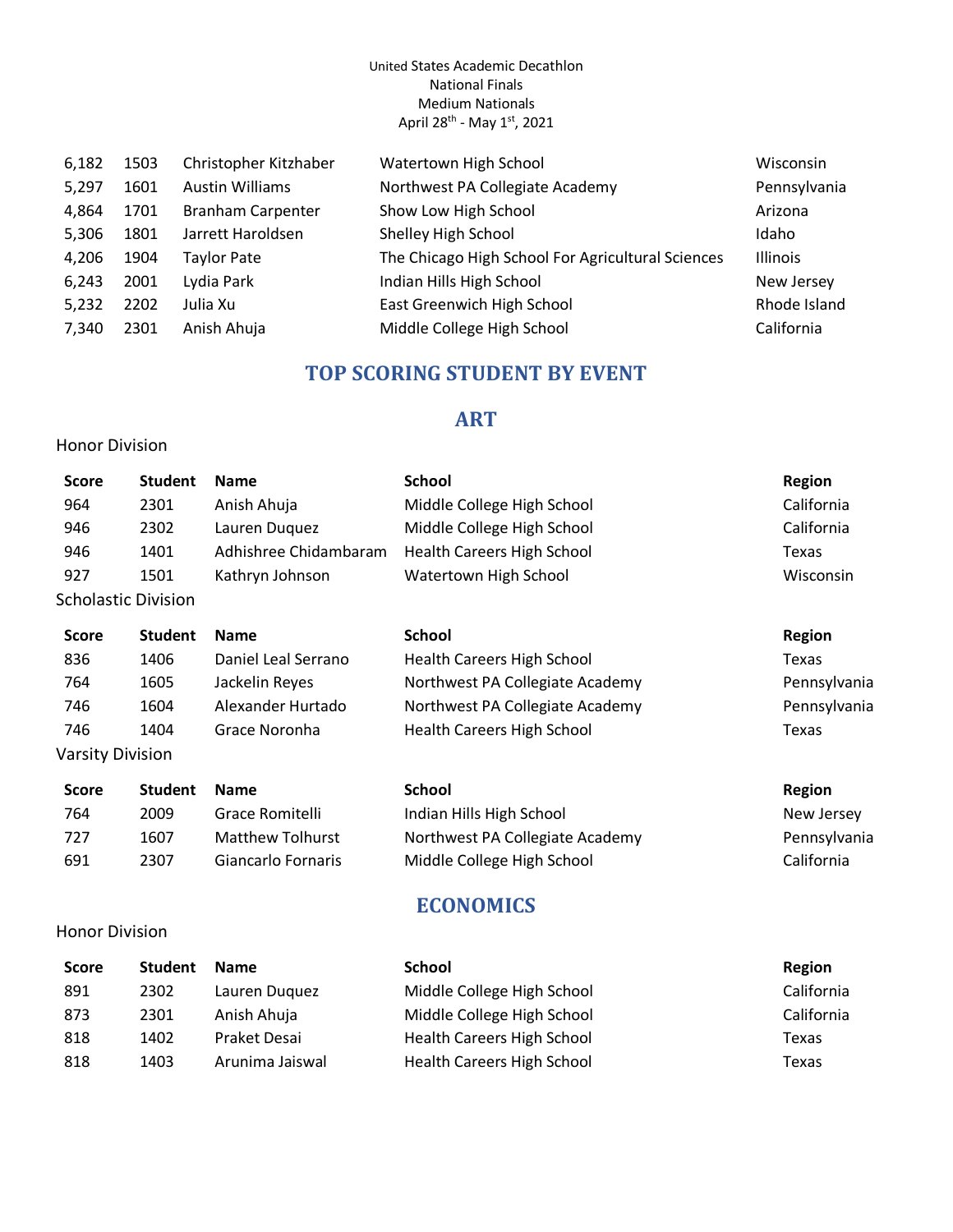United States Academic Decathlon
National Finals
Medium Nationals
April 28th - May 1st, 2021

| | | | | |
|---|---|---|---|---|
| 6,182 | 1503 | Christopher Kitzhaber | Watertown High School | Wisconsin |
| 5,297 | 1601 | Austin Williams | Northwest PA Collegiate Academy | Pennsylvania |
| 4,864 | 1701 | Branham Carpenter | Show Low High School | Arizona |
| 5,306 | 1801 | Jarrett Haroldsen | Shelley High School | Idaho |
| 4,206 | 1904 | Taylor Pate | The Chicago High School For Agricultural Sciences | Illinois |
| 6,243 | 2001 | Lydia Park | Indian Hills High School | New Jersey |
| 5,232 | 2202 | Julia Xu | East Greenwich High School | Rhode Island |
| 7,340 | 2301 | Anish Ahuja | Middle College High School | California |

## TOP SCORING STUDENT BY EVENT

### ART

Honor Division

| Score | Student | Name | School | Region |
|---|---|---|---|---|
| 964 | 2301 | Anish Ahuja | Middle College High School | California |
| 946 | 2302 | Lauren Duquez | Middle College High School | California |
| 946 | 1401 | Adhishree Chidambaram | Health Careers High School | Texas |
| 927 | 1501 | Kathryn Johnson | Watertown High School | Wisconsin |

Scholastic Division

| Score | Student | Name | School | Region |
|---|---|---|---|---|
| 836 | 1406 | Daniel Leal Serrano | Health Careers High School | Texas |
| 764 | 1605 | Jackelin Reyes | Northwest PA Collegiate Academy | Pennsylvania |
| 746 | 1604 | Alexander Hurtado | Northwest PA Collegiate Academy | Pennsylvania |
| 746 | 1404 | Grace Noronha | Health Careers High School | Texas |

Varsity Division

| Score | Student | Name | School | Region |
|---|---|---|---|---|
| 764 | 2009 | Grace Romitelli | Indian Hills High School | New Jersey |
| 727 | 1607 | Matthew Tolhurst | Northwest PA Collegiate Academy | Pennsylvania |
| 691 | 2307 | Giancarlo Fornaris | Middle College High School | California |

### ECONOMICS

Honor Division

| Score | Student | Name | School | Region |
|---|---|---|---|---|
| 891 | 2302 | Lauren Duquez | Middle College High School | California |
| 873 | 2301 | Anish Ahuja | Middle College High School | California |
| 818 | 1402 | Praket Desai | Health Careers High School | Texas |
| 818 | 1403 | Arunima Jaiswal | Health Careers High School | Texas |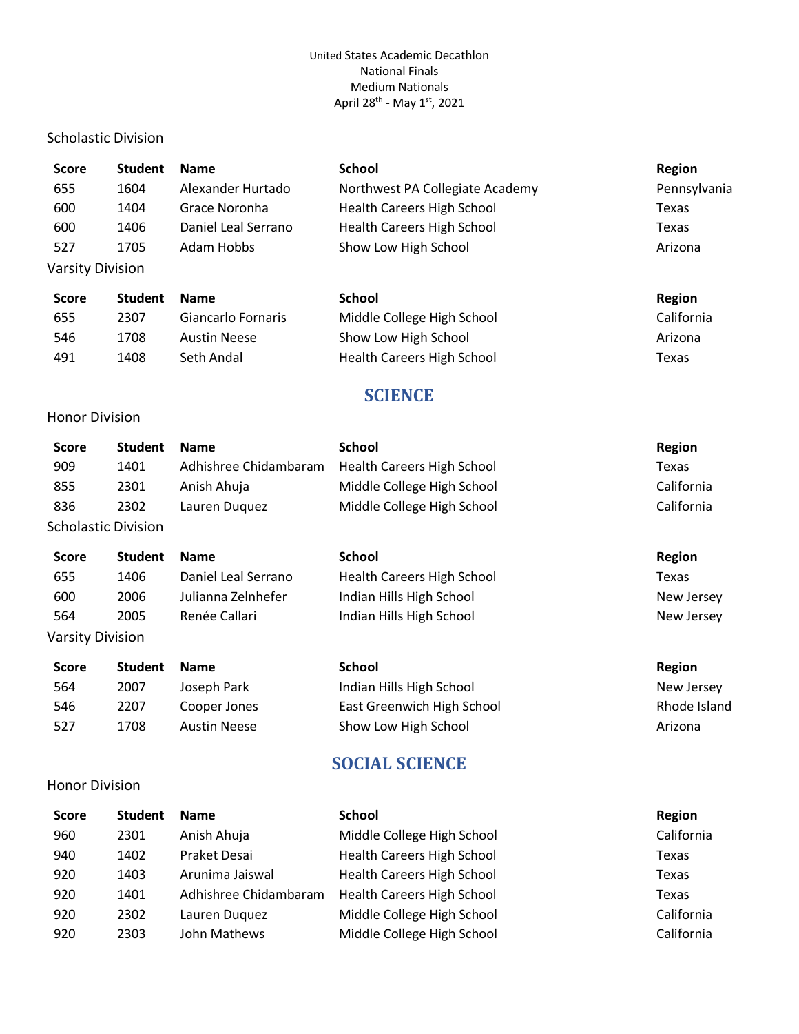United States Academic Decathlon
National Finals
Medium Nationals
April 28th - May 1st, 2021

Scholastic Division

| Score | Student | Name | School | Region |
|---|---|---|---|---|
| 655 | 1604 | Alexander Hurtado | Northwest PA Collegiate Academy | Pennsylvania |
| 600 | 1404 | Grace Noronha | Health Careers High School | Texas |
| 600 | 1406 | Daniel Leal Serrano | Health Careers High School | Texas |
| 527 | 1705 | Adam Hobbs | Show Low High School | Arizona |

Varsity Division

| Score | Student | Name | School | Region |
|---|---|---|---|---|
| 655 | 2307 | Giancarlo Fornaris | Middle College High School | California |
| 546 | 1708 | Austin Neese | Show Low High School | Arizona |
| 491 | 1408 | Seth Andal | Health Careers High School | Texas |

## SCIENCE

Honor Division

| Score | Student | Name | School | Region |
|---|---|---|---|---|
| 909 | 1401 | Adhishree Chidambaram | Health Careers High School | Texas |
| 855 | 2301 | Anish Ahuja | Middle College High School | California |
| 836 | 2302 | Lauren Duquez | Middle College High School | California |

Scholastic Division

| Score | Student | Name | School | Region |
|---|---|---|---|---|
| 655 | 1406 | Daniel Leal Serrano | Health Careers High School | Texas |
| 600 | 2006 | Julianna Zelnhefer | Indian Hills High School | New Jersey |
| 564 | 2005 | Renée Callari | Indian Hills High School | New Jersey |

Varsity Division

| Score | Student | Name | School | Region |
|---|---|---|---|---|
| 564 | 2007 | Joseph Park | Indian Hills High School | New Jersey |
| 546 | 2207 | Cooper Jones | East Greenwich High School | Rhode Island |
| 527 | 1708 | Austin Neese | Show Low High School | Arizona |

## SOCIAL SCIENCE

Honor Division

| Score | Student | Name | School | Region |
|---|---|---|---|---|
| 960 | 2301 | Anish Ahuja | Middle College High School | California |
| 940 | 1402 | Praket Desai | Health Careers High School | Texas |
| 920 | 1403 | Arunima Jaiswal | Health Careers High School | Texas |
| 920 | 1401 | Adhishree Chidambaram | Health Careers High School | Texas |
| 920 | 2302 | Lauren Duquez | Middle College High School | California |
| 920 | 2303 | John Mathews | Middle College High School | California |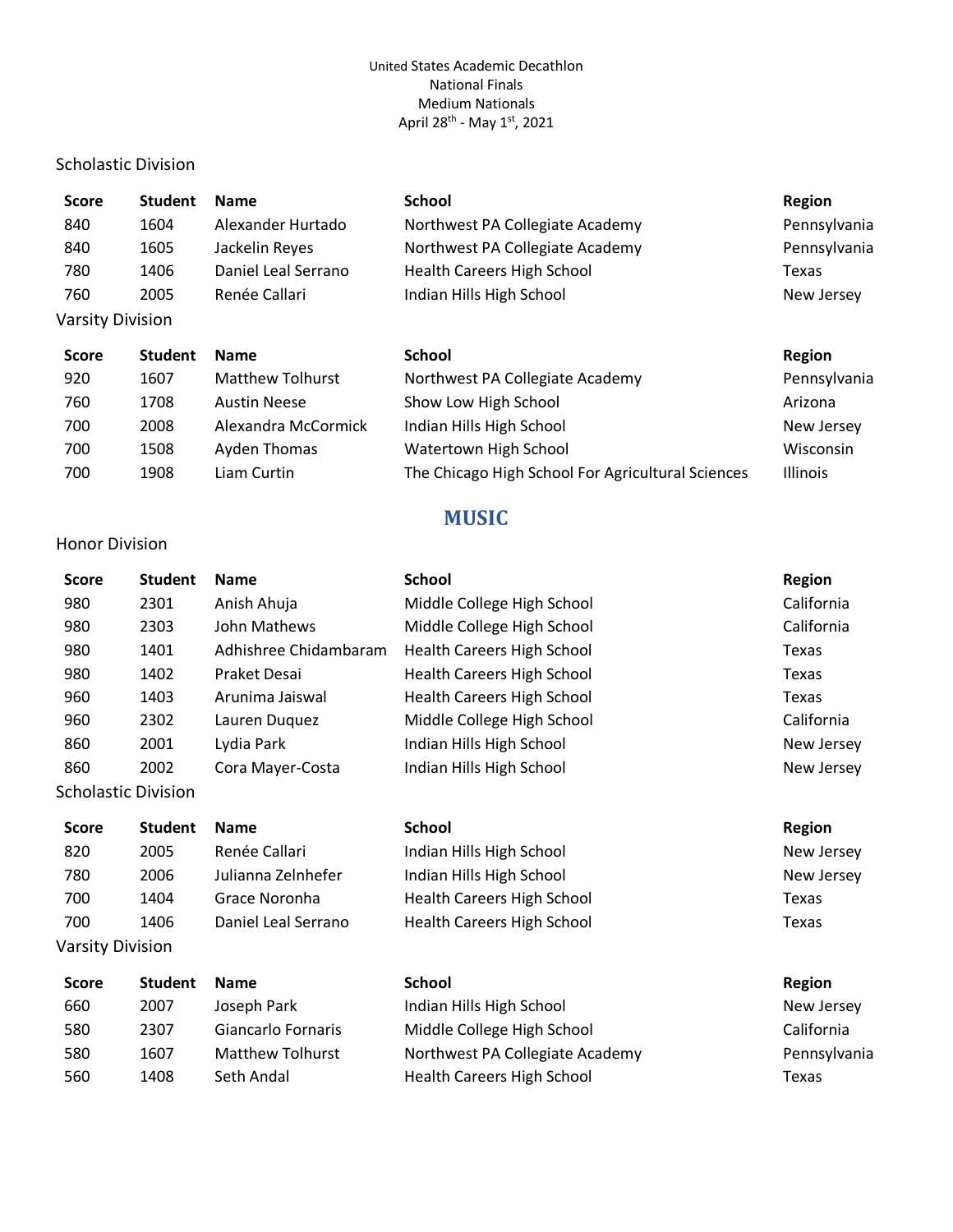United States Academic Decathlon
National Finals
Medium Nationals
April 28th - May 1st, 2021

Scholastic Division

| Score | Student | Name | School | Region |
|---|---|---|---|---|
| 840 | 1604 | Alexander Hurtado | Northwest PA Collegiate Academy | Pennsylvania |
| 840 | 1605 | Jackelin Reyes | Northwest PA Collegiate Academy | Pennsylvania |
| 780 | 1406 | Daniel Leal Serrano | Health Careers High School | Texas |
| 760 | 2005 | Renée Callari | Indian Hills High School | New Jersey |

Varsity Division

| Score | Student | Name | School | Region |
|---|---|---|---|---|
| 920 | 1607 | Matthew Tolhurst | Northwest PA Collegiate Academy | Pennsylvania |
| 760 | 1708 | Austin Neese | Show Low High School | Arizona |
| 700 | 2008 | Alexandra McCormick | Indian Hills High School | New Jersey |
| 700 | 1508 | Ayden Thomas | Watertown High School | Wisconsin |
| 700 | 1908 | Liam Curtin | The Chicago High School For Agricultural Sciences | Illinois |

## MUSIC

Honor Division

| Score | Student | Name | School | Region |
|---|---|---|---|---|
| 980 | 2301 | Anish Ahuja | Middle College High School | California |
| 980 | 2303 | John Mathews | Middle College High School | California |
| 980 | 1401 | Adhishree Chidambaram | Health Careers High School | Texas |
| 980 | 1402 | Praket Desai | Health Careers High School | Texas |
| 960 | 1403 | Arunima Jaiswal | Health Careers High School | Texas |
| 960 | 2302 | Lauren Duquez | Middle College High School | California |
| 860 | 2001 | Lydia Park | Indian Hills High School | New Jersey |
| 860 | 2002 | Cora Mayer-Costa | Indian Hills High School | New Jersey |

Scholastic Division

| Score | Student | Name | School | Region |
|---|---|---|---|---|
| 820 | 2005 | Renée Callari | Indian Hills High School | New Jersey |
| 780 | 2006 | Julianna Zelnhefer | Indian Hills High School | New Jersey |
| 700 | 1404 | Grace Noronha | Health Careers High School | Texas |
| 700 | 1406 | Daniel Leal Serrano | Health Careers High School | Texas |

Varsity Division

| Score | Student | Name | School | Region |
|---|---|---|---|---|
| 660 | 2007 | Joseph Park | Indian Hills High School | New Jersey |
| 580 | 2307 | Giancarlo Fornaris | Middle College High School | California |
| 580 | 1607 | Matthew Tolhurst | Northwest PA Collegiate Academy | Pennsylvania |
| 560 | 1408 | Seth Andal | Health Careers High School | Texas |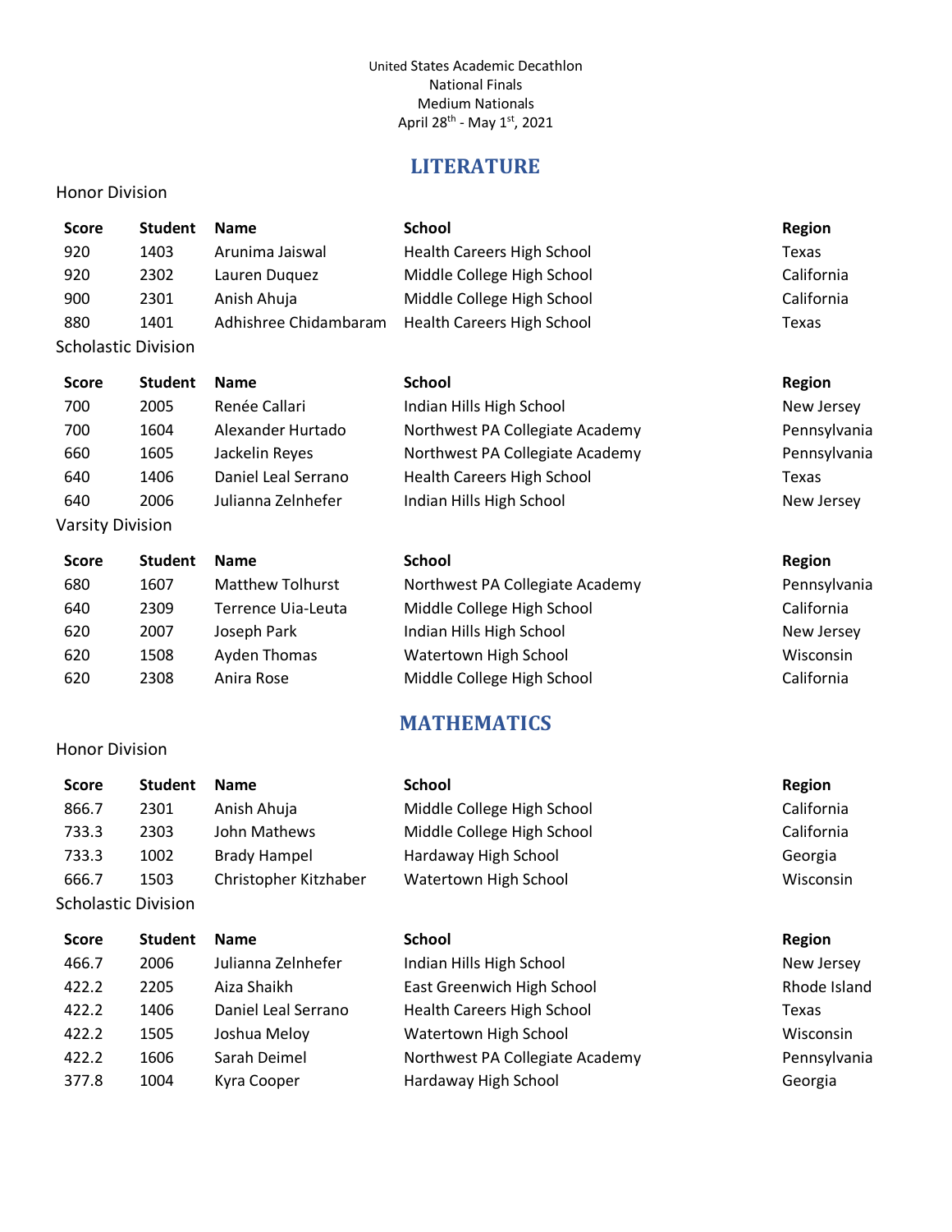United States Academic Decathlon
National Finals
Medium Nationals
April 28th - May 1st, 2021

## LITERATURE

### Honor Division

| Score | Student | Name | School | Region |
|---|---|---|---|---|
| 920 | 1403 | Arunima Jaiswal | Health Careers High School | Texas |
| 920 | 2302 | Lauren Duquez | Middle College High School | California |
| 900 | 2301 | Anish Ahuja | Middle College High School | California |
| 880 | 1401 | Adhishree Chidambaram | Health Careers High School | Texas |

### Scholastic Division

| Score | Student | Name | School | Region |
|---|---|---|---|---|
| 700 | 2005 | Renée Callari | Indian Hills High School | New Jersey |
| 700 | 1604 | Alexander Hurtado | Northwest PA Collegiate Academy | Pennsylvania |
| 660 | 1605 | Jackelin Reyes | Northwest PA Collegiate Academy | Pennsylvania |
| 640 | 1406 | Daniel Leal Serrano | Health Careers High School | Texas |
| 640 | 2006 | Julianna Zelnhefer | Indian Hills High School | New Jersey |

### Varsity Division

| Score | Student | Name | School | Region |
|---|---|---|---|---|
| 680 | 1607 | Matthew Tolhurst | Northwest PA Collegiate Academy | Pennsylvania |
| 640 | 2309 | Terrence Uia-Leuta | Middle College High School | California |
| 620 | 2007 | Joseph Park | Indian Hills High School | New Jersey |
| 620 | 1508 | Ayden Thomas | Watertown High School | Wisconsin |
| 620 | 2308 | Anira Rose | Middle College High School | California |

## MATHEMATICS

### Honor Division

| Score | Student | Name | School | Region |
|---|---|---|---|---|
| 866.7 | 2301 | Anish Ahuja | Middle College High School | California |
| 733.3 | 2303 | John Mathews | Middle College High School | California |
| 733.3 | 1002 | Brady Hampel | Hardaway High School | Georgia |
| 666.7 | 1503 | Christopher Kitzhaber | Watertown High School | Wisconsin |

### Scholastic Division

| Score | Student | Name | School | Region |
|---|---|---|---|---|
| 466.7 | 2006 | Julianna Zelnhefer | Indian Hills High School | New Jersey |
| 422.2 | 2205 | Aiza Shaikh | East Greenwich High School | Rhode Island |
| 422.2 | 1406 | Daniel Leal Serrano | Health Careers High School | Texas |
| 422.2 | 1505 | Joshua Meloy | Watertown High School | Wisconsin |
| 422.2 | 1606 | Sarah Deimel | Northwest PA Collegiate Academy | Pennsylvania |
| 377.8 | 1004 | Kyra Cooper | Hardaway High School | Georgia |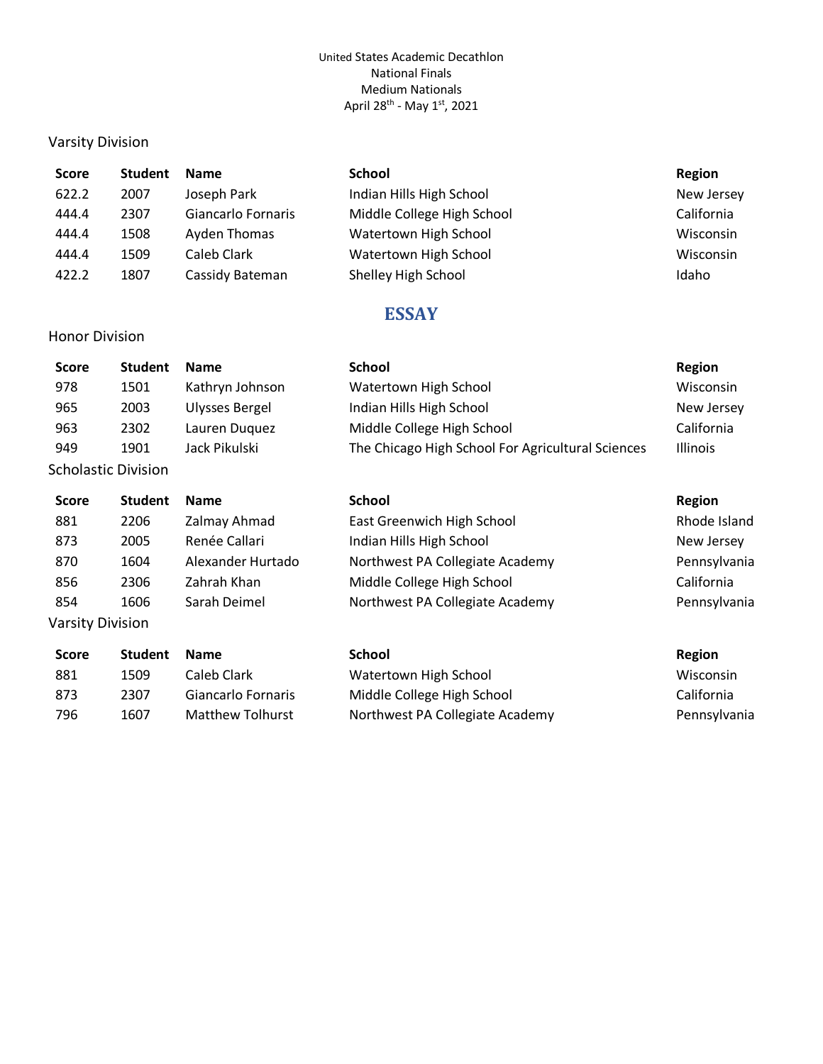United States Academic Decathlon
National Finals
Medium Nationals
April 28th - May 1st, 2021

Varsity Division

| Score | Student | Name | School | Region |
|---|---|---|---|---|
| 622.2 | 2007 | Joseph Park | Indian Hills High School | New Jersey |
| 444.4 | 2307 | Giancarlo Fornaris | Middle College High School | California |
| 444.4 | 1508 | Ayden Thomas | Watertown High School | Wisconsin |
| 444.4 | 1509 | Caleb Clark | Watertown High School | Wisconsin |
| 422.2 | 1807 | Cassidy Bateman | Shelley High School | Idaho |

## ESSAY

Honor Division

| Score | Student | Name | School | Region |
|---|---|---|---|---|
| 978 | 1501 | Kathryn Johnson | Watertown High School | Wisconsin |
| 965 | 2003 | Ulysses Bergel | Indian Hills High School | New Jersey |
| 963 | 2302 | Lauren Duquez | Middle College High School | California |
| 949 | 1901 | Jack Pikulski | The Chicago High School For Agricultural Sciences | Illinois |

Scholastic Division

| Score | Student | Name | School | Region |
|---|---|---|---|---|
| 881 | 2206 | Zalmay Ahmad | East Greenwich High School | Rhode Island |
| 873 | 2005 | Renée Callari | Indian Hills High School | New Jersey |
| 870 | 1604 | Alexander Hurtado | Northwest PA Collegiate Academy | Pennsylvania |
| 856 | 2306 | Zahrah Khan | Middle College High School | California |
| 854 | 1606 | Sarah Deimel | Northwest PA Collegiate Academy | Pennsylvania |

Varsity Division

| Score | Student | Name | School | Region |
|---|---|---|---|---|
| 881 | 1509 | Caleb Clark | Watertown High School | Wisconsin |
| 873 | 2307 | Giancarlo Fornaris | Middle College High School | California |
| 796 | 1607 | Matthew Tolhurst | Northwest PA Collegiate Academy | Pennsylvania |